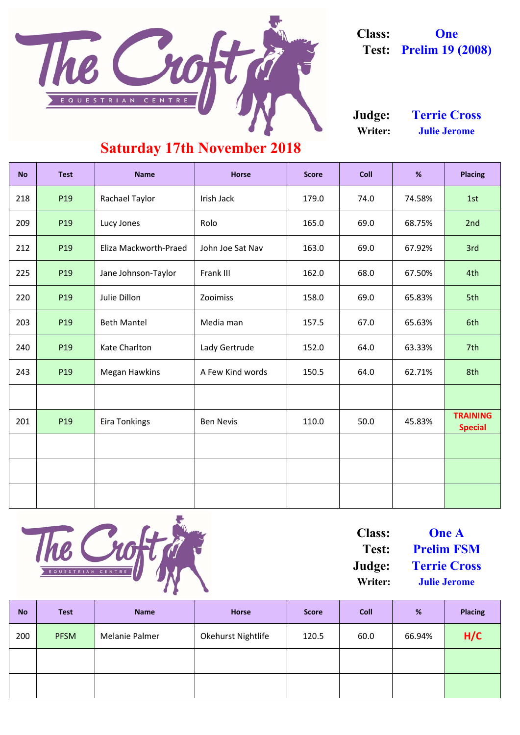# The Croft Equestrian Centre

**Class:** One
**Test:** Prelim 19 (2008)

**Judge:** Terrie Cross
**Writer:** Julie Jerome

## Saturday 17th November 2018

| No | Test | Name | Horse | Score | Coll | % | Placing |
|---|---|---|---|---|---|---|---|
| 218 | P19 | Rachael Taylor | Irish Jack | 179.0 | 74.0 | 74.58% | 1st |
| 209 | P19 | Lucy Jones | Rolo | 165.0 | 69.0 | 68.75% | 2nd |
| 212 | P19 | Eliza Mackworth-Praed | John Joe Sat Nav | 163.0 | 69.0 | 67.92% | 3rd |
| 225 | P19 | Jane Johnson-Taylor | Frank III | 162.0 | 68.0 | 67.50% | 4th |
| 220 | P19 | Julie Dillon | Zooimiss | 158.0 | 69.0 | 65.83% | 5th |
| 203 | P19 | Beth Mantel | Media man | 157.5 | 67.0 | 65.63% | 6th |
| 240 | P19 | Kate Charlton | Lady Gertrude | 152.0 | 64.0 | 63.33% | 7th |
| 243 | P19 | Megan Hawkins | A Few Kind words | 150.5 | 64.0 | 62.71% | 8th |
| | | | | | | | |
| 201 | P19 | Eira Tonkings | Ben Nevis | 110.0 | 50.0 | 45.83% | TRAINING Special |
| | | | | | | | |
| | | | | | | | |
| | | | | | | | |

# The Croft Equestrian Centre

**Class:** One A
**Test:** Prelim FSM
**Judge:** Terrie Cross
**Writer:** Julie Jerome

| No | Test | Name | Horse | Score | Coll | % | Placing |
|---|---|---|---|---|---|---|---|
| 200 | PFSM | Melanie Palmer | Okehurst Nightlife | 120.5 | 60.0 | 66.94% | H/C |
| | | | | | | | |
| | | | | | | | |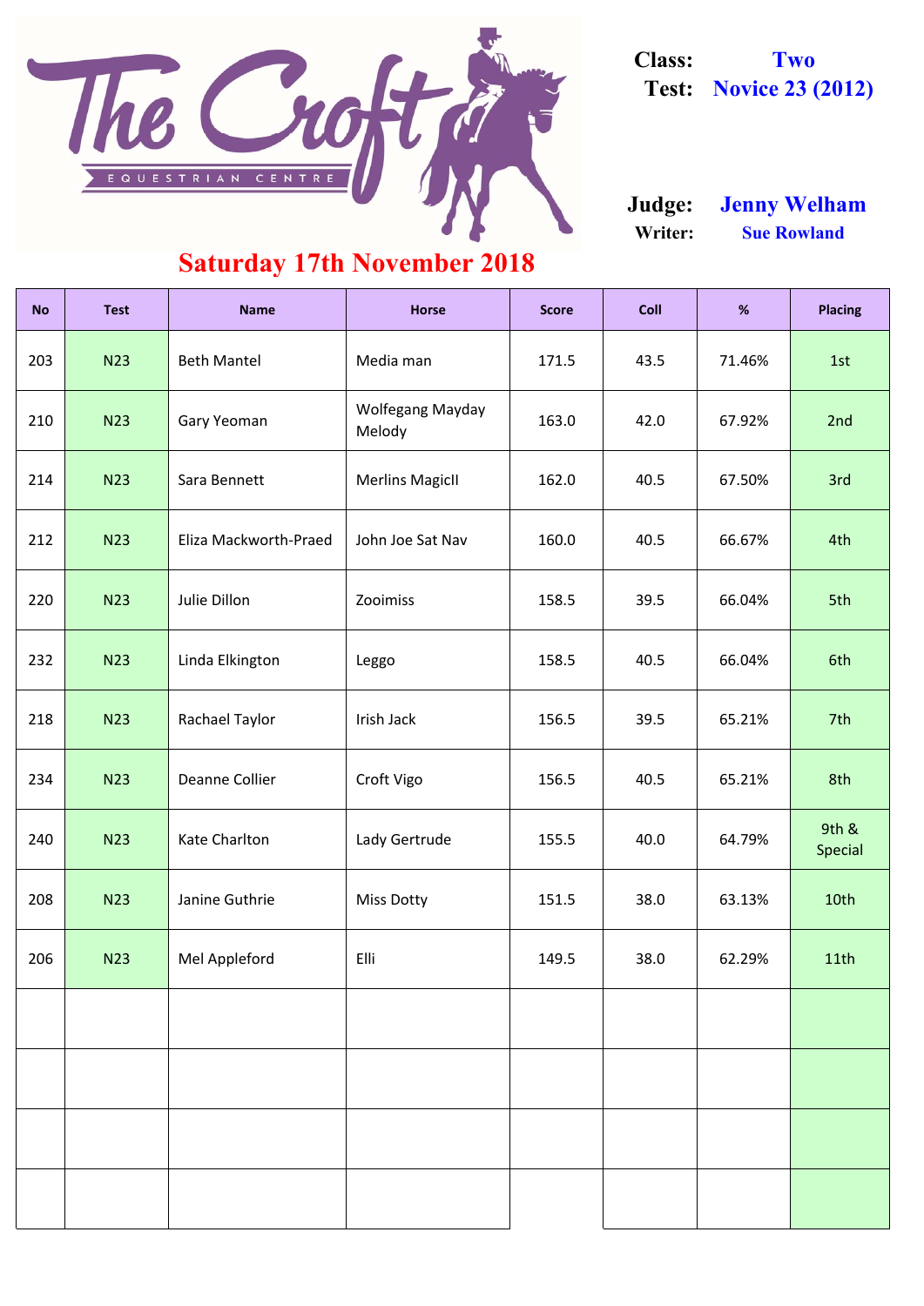**The Croft** EQUESTRIAN CENTRE

**Class:** Two
**Test:** Novice 23 (2012)

**Judge:** Jenny Welham
**Writer:** Sue Rowland

## Saturday 17th November 2018

| No | Test | Name | Horse | Score | Coll | % | Placing |
|---|---|---|---|---|---|---|---|
| 203 | N23 | Beth Mantel | Media man | 171.5 | 43.5 | 71.46% | 1st |
| 210 | N23 | Gary Yeoman | Wolfegang Mayday Melody | 163.0 | 42.0 | 67.92% | 2nd |
| 214 | N23 | Sara Bennett | Merlins MagicII | 162.0 | 40.5 | 67.50% | 3rd |
| 212 | N23 | Eliza Mackworth-Praed | John Joe Sat Nav | 160.0 | 40.5 | 66.67% | 4th |
| 220 | N23 | Julie Dillon | Zooimiss | 158.5 | 39.5 | 66.04% | 5th |
| 232 | N23 | Linda Elkington | Leggo | 158.5 | 40.5 | 66.04% | 6th |
| 218 | N23 | Rachael Taylor | Irish Jack | 156.5 | 39.5 | 65.21% | 7th |
| 234 | N23 | Deanne Collier | Croft Vigo | 156.5 | 40.5 | 65.21% | 8th |
| 240 | N23 | Kate Charlton | Lady Gertrude | 155.5 | 40.0 | 64.79% | 9th & Special |
| 208 | N23 | Janine Guthrie | Miss Dotty | 151.5 | 38.0 | 63.13% | 10th |
| 206 | N23 | Mel Appleford | Elli | 149.5 | 38.0 | 62.29% | 11th |
| | | | | | | | |
| | | | | | | | |
| | | | | | | | |
| | | | | | | | |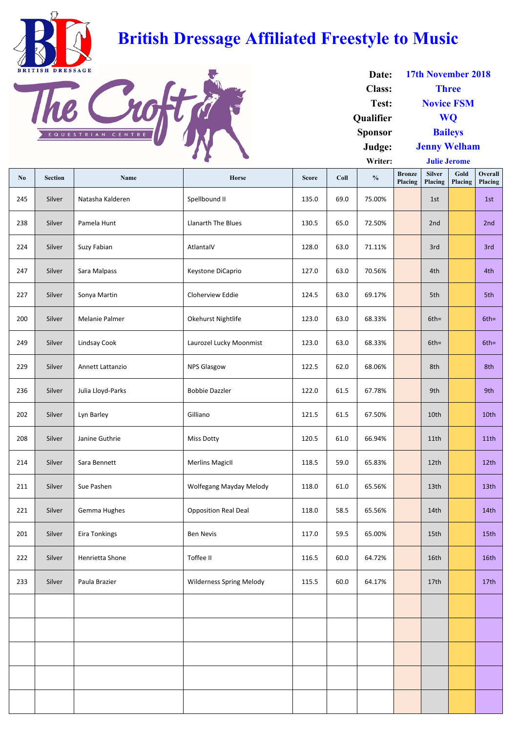# British Dressage Affiliated Freestyle to Music

BRITISH DRESSAGE

The Croft EQUESTRIAN CENTRE

| | |
|---|---|
| **Date:** | 17th November 2018 |
| **Class:** | Three |
| **Test:** | Novice FSM |
| **Qualifier** | WQ |
| **Sponsor** | Baileys |
| **Judge:** | Jenny Welham |
| **Writer:** | Julie Jerome |

| No | Section | Name | Horse | Score | Coll | % | Bronze Placing | Silver Placing | Gold Placing | Overall Placing |
|---|---|---|---|---|---|---|---|---|---|---|
| 245 | Silver | Natasha Kalderen | Spellbound II | 135.0 | 69.0 | 75.00% | | 1st | | 1st |
| 238 | Silver | Pamela Hunt | Llanarth The Blues | 130.5 | 65.0 | 72.50% | | 2nd | | 2nd |
| 224 | Silver | Suzy Fabian | AtlantaIV | 128.0 | 63.0 | 71.11% | | 3rd | | 3rd |
| 247 | Silver | Sara Malpass | Keystone DiCaprio | 127.0 | 63.0 | 70.56% | | 4th | | 4th |
| 227 | Silver | Sonya Martin | Cloherview Eddie | 124.5 | 63.0 | 69.17% | | 5th | | 5th |
| 200 | Silver | Melanie Palmer | Okehurst Nightlife | 123.0 | 63.0 | 68.33% | | 6th= | | 6th= |
| 249 | Silver | Lindsay Cook | Laurozel Lucky Moonmist | 123.0 | 63.0 | 68.33% | | 6th= | | 6th= |
| 229 | Silver | Annett Lattanzio | NPS Glasgow | 122.5 | 62.0 | 68.06% | | 8th | | 8th |
| 236 | Silver | Julia Lloyd-Parks | Bobbie Dazzler | 122.0 | 61.5 | 67.78% | | 9th | | 9th |
| 202 | Silver | Lyn Barley | Gilliano | 121.5 | 61.5 | 67.50% | | 10th | | 10th |
| 208 | Silver | Janine Guthrie | Miss Dotty | 120.5 | 61.0 | 66.94% | | 11th | | 11th |
| 214 | Silver | Sara Bennett | Merlins MagicII | 118.5 | 59.0 | 65.83% | | 12th | | 12th |
| 211 | Silver | Sue Pashen | Wolfegang Mayday Melody | 118.0 | 61.0 | 65.56% | | 13th | | 13th |
| 221 | Silver | Gemma Hughes | Opposition Real Deal | 118.0 | 58.5 | 65.56% | | 14th | | 14th |
| 201 | Silver | Eira Tonkings | Ben Nevis | 117.0 | 59.5 | 65.00% | | 15th | | 15th |
| 222 | Silver | Henrietta Shone | Toffee II | 116.5 | 60.0 | 64.72% | | 16th | | 16th |
| 233 | Silver | Paula Brazier | Wilderness Spring Melody | 115.5 | 60.0 | 64.17% | | 17th | | 17th |
| | | | | | | | | | | |
| | | | | | | | | | | |
| | | | | | | | | | | |
| | | | | | | | | | | |
| | | | | | | | | | | |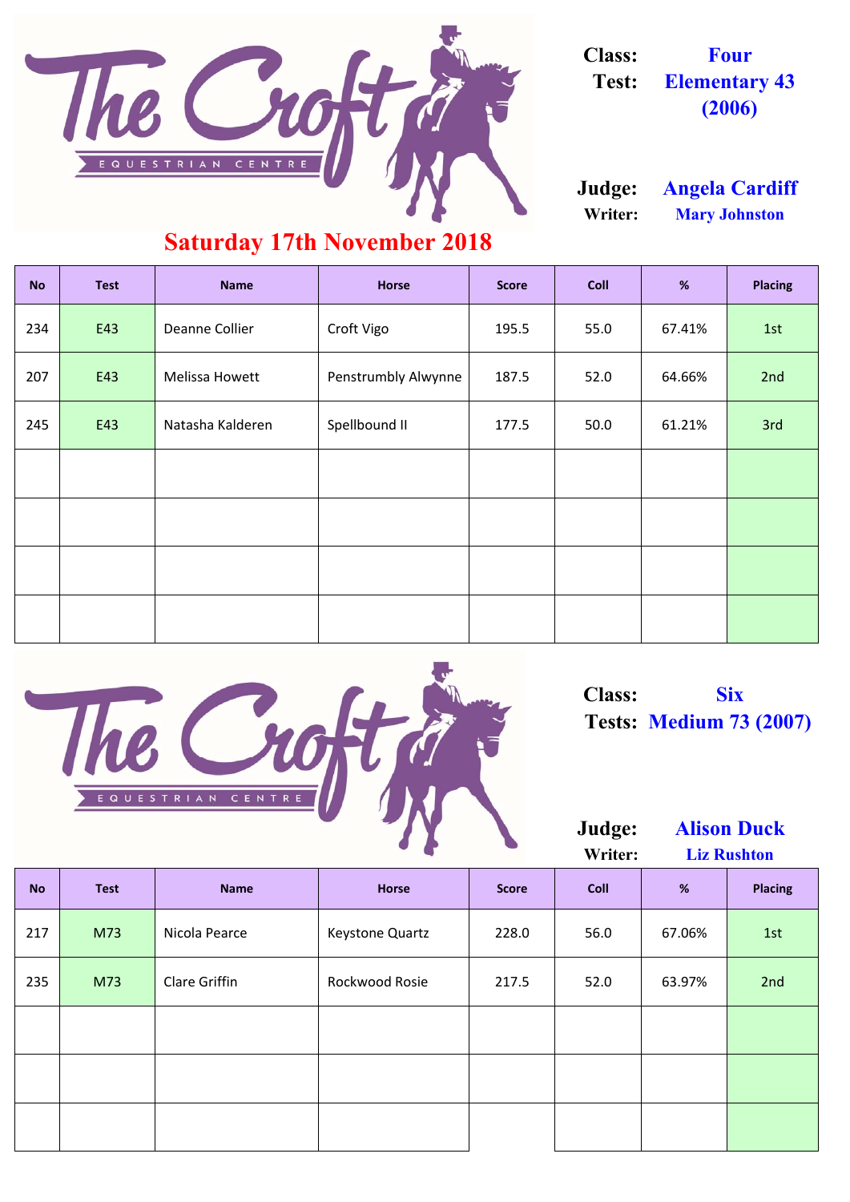The Croft
EQUESTRIAN CENTRE

**Saturday 17th November 2018**

**Class:** Four
**Test:** Elementary 43 (2006)

**Judge:** Angela Cardiff
**Writer:** Mary Johnston

| No | Test | Name | Horse | Score | Coll | % | Placing |
|---|---|---|---|---|---|---|---|
| 234 | E43 | Deanne Collier | Croft Vigo | 195.5 | 55.0 | 67.41% | 1st |
| 207 | E43 | Melissa Howett | Penstrumbly Alwynne | 187.5 | 52.0 | 64.66% | 2nd |
| 245 | E43 | Natasha Kalderen | Spellbound II | 177.5 | 50.0 | 61.21% | 3rd |
| | | | | | | | |
| | | | | | | | |
| | | | | | | | |
| | | | | | | | |

The Croft
EQUESTRIAN CENTRE

**Class:** Six
**Tests:** Medium 73 (2007)

**Judge:** Alison Duck
**Writer:** Liz Rushton

| No | Test | Name | Horse | Score | Coll | % | Placing |
|---|---|---|---|---|---|---|---|
| 217 | M73 | Nicola Pearce | Keystone Quartz | 228.0 | 56.0 | 67.06% | 1st |
| 235 | M73 | Clare Griffin | Rockwood Rosie | 217.5 | 52.0 | 63.97% | 2nd |
| | | | | | | | |
| | | | | | | | |
| | | | | | | | |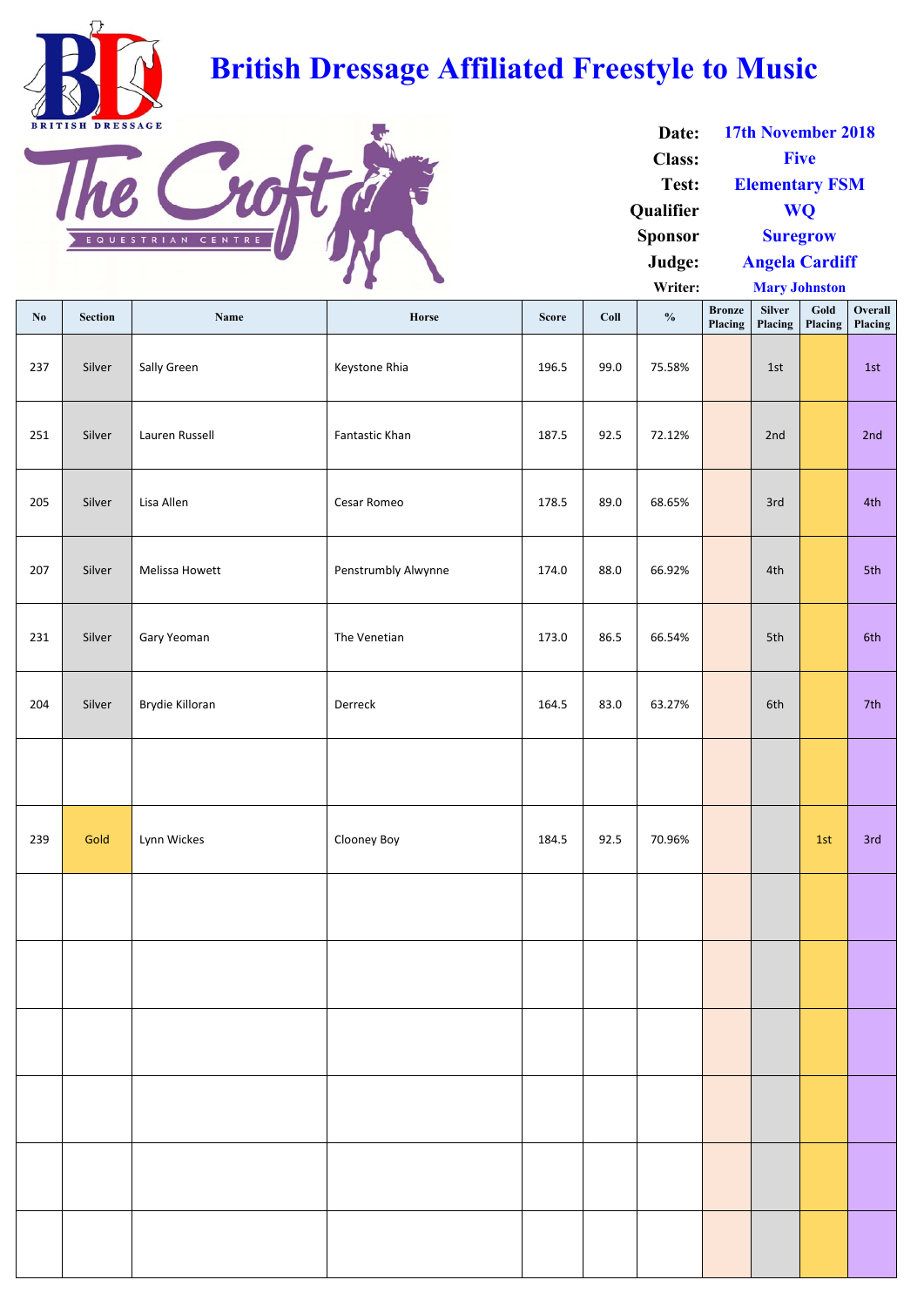# British Dressage Affiliated Freestyle to Music

The Croft Equestrian Centre

| | |
|---|---|
| **Date:** | 17th November 2018 |
| **Class:** | Five |
| **Test:** | Elementary FSM |
| **Qualifier** | WQ |
| **Sponsor** | Suregrow |
| **Judge:** | Angela Cardiff |
| **Writer:** | Mary Johnston |

| No | Section | Name | Horse | Score | Coll | % | Bronze Placing | Silver Placing | Gold Placing | Overall Placing |
|---|---|---|---|---|---|---|---|---|---|---|
| 237 | Silver | Sally Green | Keystone Rhia | 196.5 | 99.0 | 75.58% | | 1st | | 1st |
| 251 | Silver | Lauren Russell | Fantastic Khan | 187.5 | 92.5 | 72.12% | | 2nd | | 2nd |
| 205 | Silver | Lisa Allen | Cesar Romeo | 178.5 | 89.0 | 68.65% | | 3rd | | 4th |
| 207 | Silver | Melissa Howett | Penstrumbly Alwynne | 174.0 | 88.0 | 66.92% | | 4th | | 5th |
| 231 | Silver | Gary Yeoman | The Venetian | 173.0 | 86.5 | 66.54% | | 5th | | 6th |
| 204 | Silver | Brydie Killoran | Derreck | 164.5 | 83.0 | 63.27% | | 6th | | 7th |
| | | | | | | | | | | |
| 239 | Gold | Lynn Wickes | Clooney Boy | 184.5 | 92.5 | 70.96% | | | 1st | 3rd |
| | | | | | | | | | | |
| | | | | | | | | | | |
| | | | | | | | | | | |
| | | | | | | | | | | |
| | | | | | | | | | | |
| | | | | | | | | | | |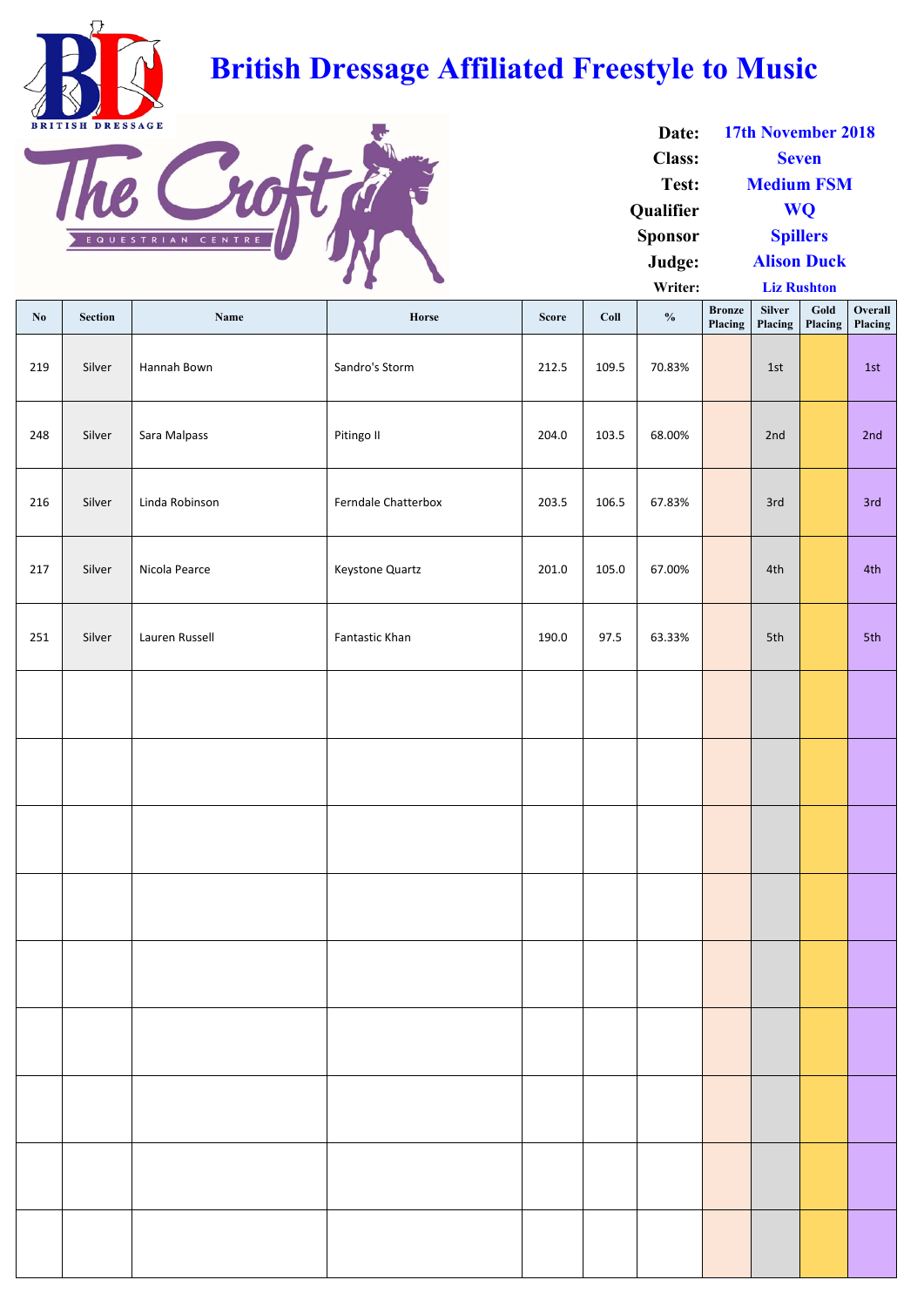# British Dressage Affiliated Freestyle to Music

BRITISH DRESSAGE

The Croft EQUESTRIAN CENTRE

| | |
|---|---|
| **Date:** | 17th November 2018 |
| **Class:** | Seven |
| **Test:** | Medium FSM |
| **Qualifier** | WQ |
| **Sponsor** | Spillers |
| **Judge:** | Alison Duck |
| **Writer:** | Liz Rushton |

| No | Section | Name | Horse | Score | Coll | % | Bronze Placing | Silver Placing | Gold Placing | Overall Placing |
|---|---|---|---|---|---|---|---|---|---|---|
| 219 | Silver | Hannah Bown | Sandro's Storm | 212.5 | 109.5 | 70.83% | | 1st | | 1st |
| 248 | Silver | Sara Malpass | Pitingo II | 204.0 | 103.5 | 68.00% | | 2nd | | 2nd |
| 216 | Silver | Linda Robinson | Ferndale Chatterbox | 203.5 | 106.5 | 67.83% | | 3rd | | 3rd |
| 217 | Silver | Nicola Pearce | Keystone Quartz | 201.0 | 105.0 | 67.00% | | 4th | | 4th |
| 251 | Silver | Lauren Russell | Fantastic Khan | 190.0 | 97.5 | 63.33% | | 5th | | 5th |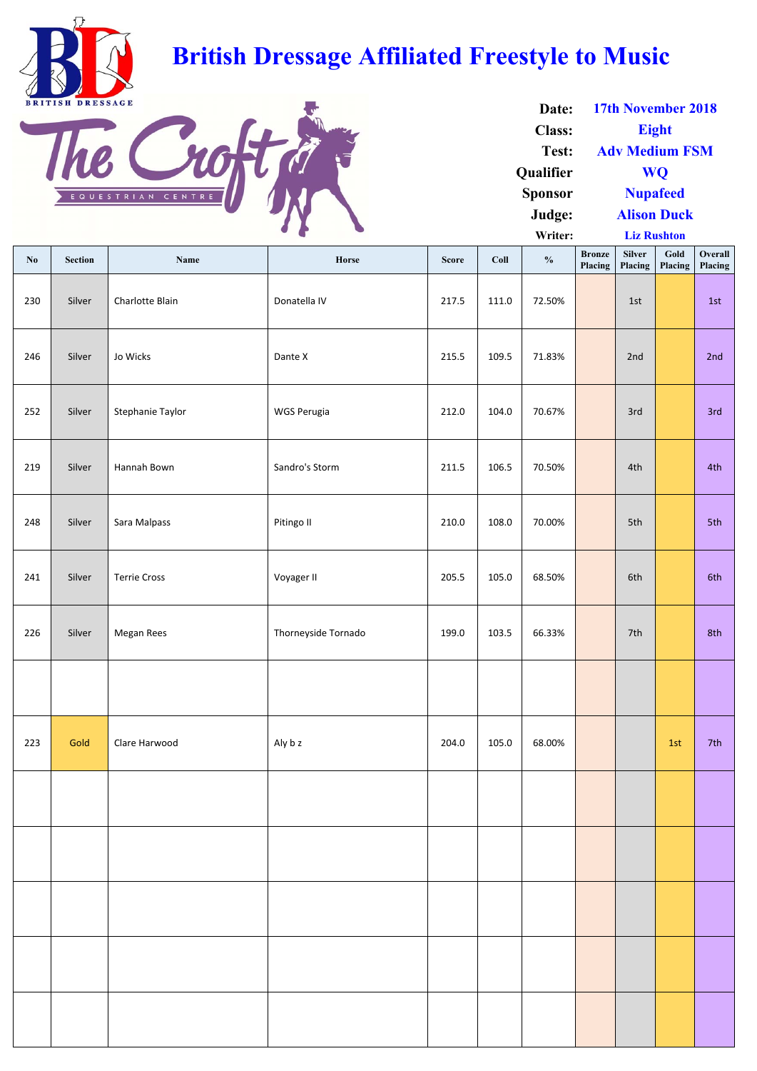# British Dressage Affiliated Freestyle to Music

| | |
|---|---|
| **Date:** | 17th November 2018 |
| **Class:** | Eight |
| **Test:** | Adv Medium FSM |
| **Qualifier** | WQ |
| **Sponsor** | Nupafeed |
| **Judge:** | Alison Duck |
| **Writer:** | Liz Rushton |

| No | Section | Name | Horse | Score | Coll | % | Bronze Placing | Silver Placing | Gold Placing | Overall Placing |
|---|---|---|---|---|---|---|---|---|---|---|
| 230 | Silver | Charlotte Blain | Donatella IV | 217.5 | 111.0 | 72.50% | | 1st | | 1st |
| 246 | Silver | Jo Wicks | Dante X | 215.5 | 109.5 | 71.83% | | 2nd | | 2nd |
| 252 | Silver | Stephanie Taylor | WGS Perugia | 212.0 | 104.0 | 70.67% | | 3rd | | 3rd |
| 219 | Silver | Hannah Bown | Sandro's Storm | 211.5 | 106.5 | 70.50% | | 4th | | 4th |
| 248 | Silver | Sara Malpass | Pitingo II | 210.0 | 108.0 | 70.00% | | 5th | | 5th |
| 241 | Silver | Terrie Cross | Voyager II | 205.5 | 105.0 | 68.50% | | 6th | | 6th |
| 226 | Silver | Megan Rees | Thorneyside Tornado | 199.0 | 103.5 | 66.33% | | 7th | | 8th |
| | | | | | | | | | | |
| 223 | Gold | Clare Harwood | Aly b z | 204.0 | 105.0 | 68.00% | | | 1st | 7th |
| | | | | | | | | | | |
| | | | | | | | | | | |
| | | | | | | | | | | |
| | | | | | | | | | | |
| | | | | | | | | | | |